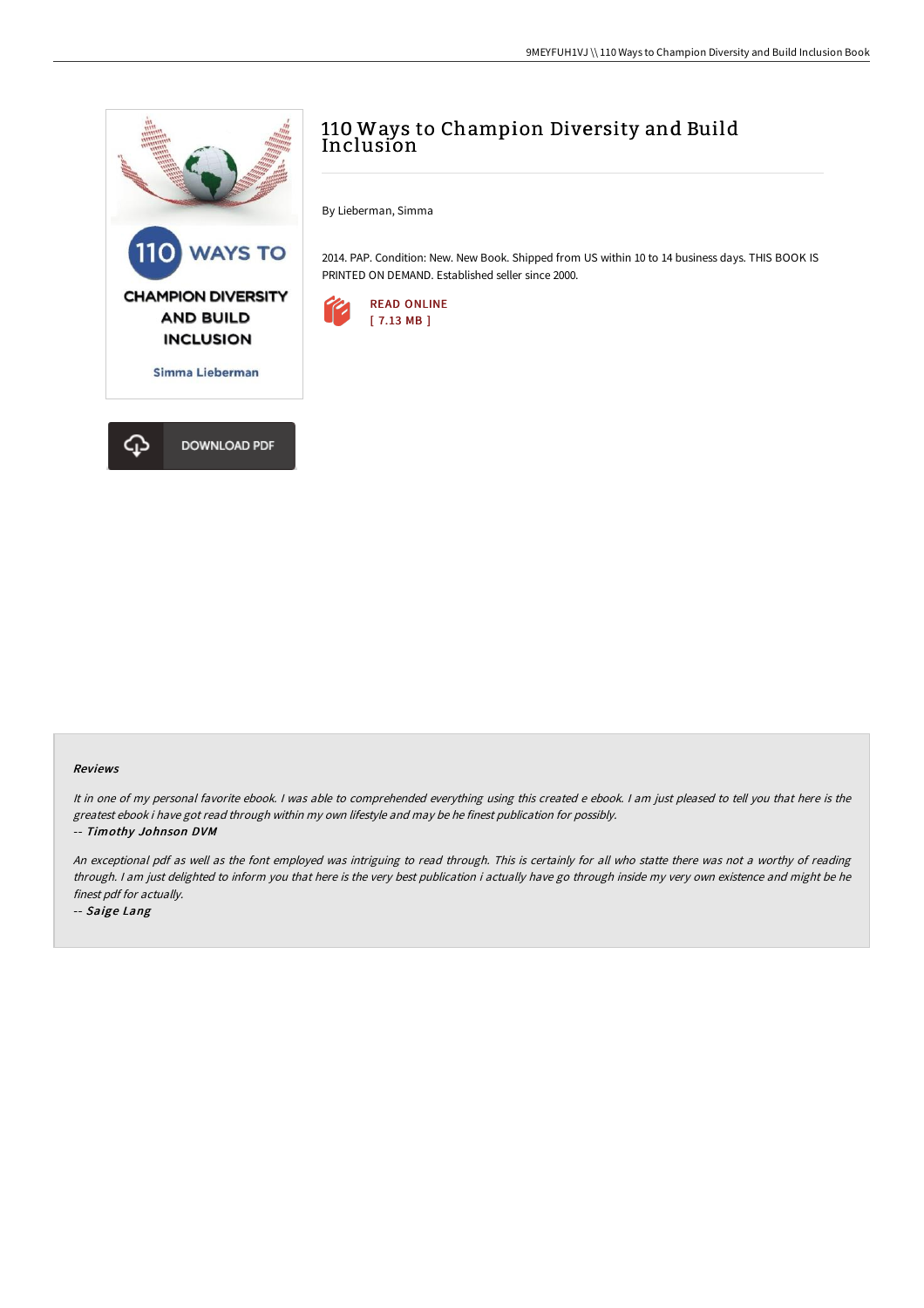# 110 Ways to Champion Diversity and Build Inclusion

By Lieberman, Simma

2014. PAP. Condition: New. New Book. Shipped from US within 10 to 14 business days. THIS BOOK IS PRINTED ON DEMAND. Established seller since 2000.

READ ONLINE
[ 7.13 MB ]

DOWNLOAD PDF

### Reviews

*It in one of my personal favorite ebook. I was able to comprehended everything using this created e ebook. I am just pleased to tell you that here is the greatest ebook i have got read through within my own lifestyle and may be he finest publication for possibly.*

*-- Timothy Johnson DVM*

*An exceptional pdf as well as the font employed was intriguing to read through. This is certainly for all who statte there was not a worthy of reading through. I am just delighted to inform you that here is the very best publication i actually have go through inside my very own existence and might be he finest pdf for actually.*

*-- Saige Lang*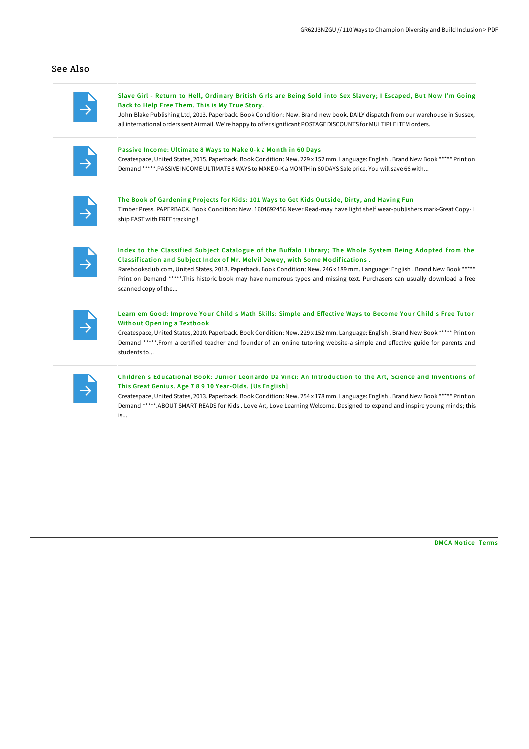## See Also

**Slave Girl - Return to Hell, Ordinary British Girls are Being Sold into Sex Slavery; I Escaped, But Now I'm Going Back to Help Free Them. This is My True Story.**

John Blake Publishing Ltd, 2013. Paperback. Book Condition: New. Brand new book. DAILY dispatch from our warehouse in Sussex, all international orders sent Airmail. We're happy to offer significant POSTAGE DISCOUNTS for MULTIPLE ITEM orders.

**Passive Income: Ultimate 8 Ways to Make 0-k a Month in 60 Days**

Createspace, United States, 2015. Paperback. Book Condition: New. 229 x 152 mm. Language: English . Brand New Book ***** Print on Demand *****.PASSIVE INCOME ULTIMATE 8 WAYS to MAKE 0-K a MONTH in 60 DAYS Sale price. You will save 66 with...

**The Book of Gardening Projects for Kids: 101 Ways to Get Kids Outside, Dirty, and Having Fun**

Timber Press. PAPERBACK. Book Condition: New. 1604692456 Never Read-may have light shelf wear-publishers mark-Great Copy- I ship FAST with FREE tracking!!.

**Index to the Classified Subject Catalogue of the Buffalo Library; The Whole System Being Adopted from the Classification and Subject Index of Mr. Melvil Dewey, with Some Modifications .**

Rarebooksclub.com, United States, 2013. Paperback. Book Condition: New. 246 x 189 mm. Language: English . Brand New Book ***** Print on Demand *****.This historic book may have numerous typos and missing text. Purchasers can usually download a free scanned copy of the...

**Learn em Good: Improve Your Child s Math Skills: Simple and Effective Ways to Become Your Child s Free Tutor Without Opening a Textbook**

Createspace, United States, 2010. Paperback. Book Condition: New. 229 x 152 mm. Language: English . Brand New Book ***** Print on Demand *****.From a certified teacher and founder of an online tutoring website-a simple and effective guide for parents and students to...

**Children s Educational Book: Junior Leonardo Da Vinci: An Introduction to the Art, Science and Inventions of This Great Genius. Age 7 8 9 10 Year-Olds. [Us English]**

Createspace, United States, 2013. Paperback. Book Condition: New. 254 x 178 mm. Language: English . Brand New Book ***** Print on Demand *****.ABOUT SMART READS for Kids . Love Art, Love Learning Welcome. Designed to expand and inspire young minds; this is...